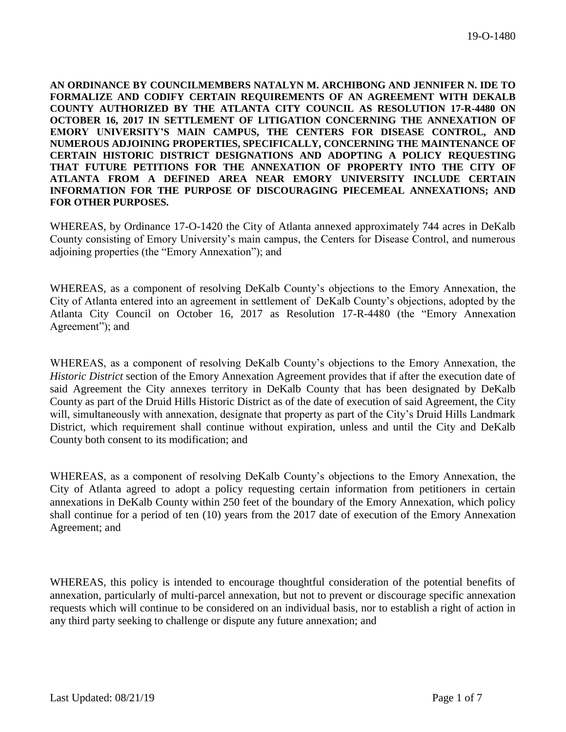19-O-1480

**AN ORDINANCE BY COUNCILMEMBERS NATALYN M. ARCHIBONG AND JENNIFER N. IDE TO FORMALIZE AND CODIFY CERTAIN REQUIREMENTS OF AN AGREEMENT WITH DEKALB COUNTY AUTHORIZED BY THE ATLANTA CITY COUNCIL AS RESOLUTION 17-R-4480 ON OCTOBER 16, 2017 IN SETTLEMENT OF LITIGATION CONCERNING THE ANNEXATION OF EMORY UNIVERSITY'S MAIN CAMPUS, THE CENTERS FOR DISEASE CONTROL, AND NUMEROUS ADJOINING PROPERTIES, SPECIFICALLY, CONCERNING THE MAINTENANCE OF CERTAIN HISTORIC DISTRICT DESIGNATIONS AND ADOPTING A POLICY REQUESTING THAT FUTURE PETITIONS FOR THE ANNEXATION OF PROPERTY INTO THE CITY OF ATLANTA FROM A DEFINED AREA NEAR EMORY UNIVERSITY INCLUDE CERTAIN INFORMATION FOR THE PURPOSE OF DISCOURAGING PIECEMEAL ANNEXATIONS; AND FOR OTHER PURPOSES.**

WHEREAS, by Ordinance 17-O-1420 the City of Atlanta annexed approximately 744 acres in DeKalb County consisting of Emory University's main campus, the Centers for Disease Control, and numerous adjoining properties (the "Emory Annexation"); and

WHEREAS, as a component of resolving DeKalb County's objections to the Emory Annexation, the City of Atlanta entered into an agreement in settlement of DeKalb County's objections, adopted by the Atlanta City Council on October 16, 2017 as Resolution 17-R-4480 (the "Emory Annexation Agreement"); and

WHEREAS, as a component of resolving DeKalb County's objections to the Emory Annexation, the *Historic District* section of the Emory Annexation Agreement provides that if after the execution date of said Agreement the City annexes territory in DeKalb County that has been designated by DeKalb County as part of the Druid Hills Historic District as of the date of execution of said Agreement, the City will, simultaneously with annexation, designate that property as part of the City's Druid Hills Landmark District, which requirement shall continue without expiration, unless and until the City and DeKalb County both consent to its modification; and

WHEREAS, as a component of resolving DeKalb County's objections to the Emory Annexation, the City of Atlanta agreed to adopt a policy requesting certain information from petitioners in certain annexations in DeKalb County within 250 feet of the boundary of the Emory Annexation, which policy shall continue for a period of ten (10) years from the 2017 date of execution of the Emory Annexation Agreement; and

WHEREAS, this policy is intended to encourage thoughtful consideration of the potential benefits of annexation, particularly of multi-parcel annexation, but not to prevent or discourage specific annexation requests which will continue to be considered on an individual basis, nor to establish a right of action in any third party seeking to challenge or dispute any future annexation; and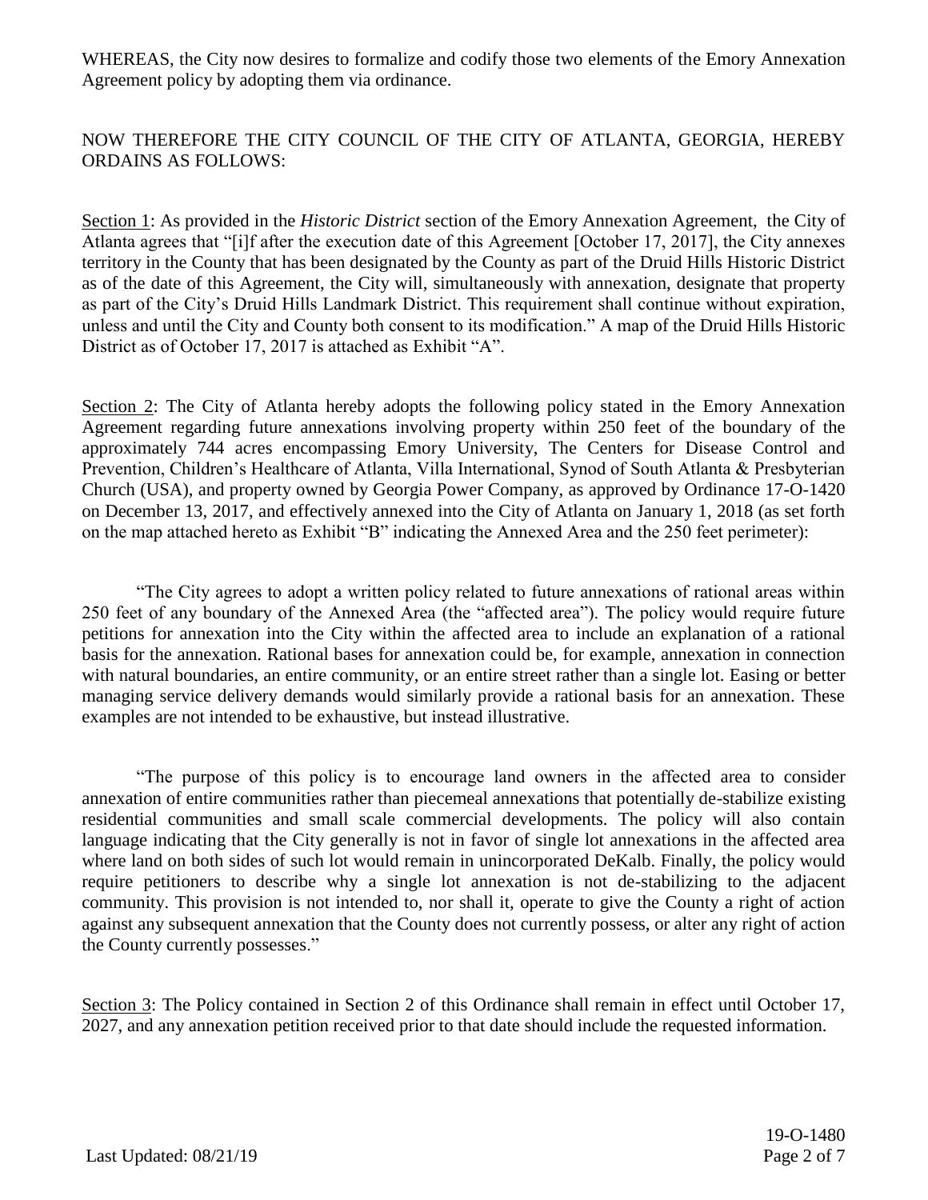WHEREAS, the City now desires to formalize and codify those two elements of the Emory Annexation Agreement policy by adopting them via ordinance.

NOW THEREFORE THE CITY COUNCIL OF THE CITY OF ATLANTA, GEORGIA, HEREBY ORDAINS AS FOLLOWS:

Section 1: As provided in the *Historic District* section of the Emory Annexation Agreement, the City of Atlanta agrees that "[i]f after the execution date of this Agreement [October 17, 2017], the City annexes territory in the County that has been designated by the County as part of the Druid Hills Historic District as of the date of this Agreement, the City will, simultaneously with annexation, designate that property as part of the City's Druid Hills Landmark District. This requirement shall continue without expiration, unless and until the City and County both consent to its modification." A map of the Druid Hills Historic District as of October 17, 2017 is attached as Exhibit "A".

Section 2: The City of Atlanta hereby adopts the following policy stated in the Emory Annexation Agreement regarding future annexations involving property within 250 feet of the boundary of the approximately 744 acres encompassing Emory University, The Centers for Disease Control and Prevention, Children's Healthcare of Atlanta, Villa International, Synod of South Atlanta & Presbyterian Church (USA), and property owned by Georgia Power Company, as approved by Ordinance 17-O-1420 on December 13, 2017, and effectively annexed into the City of Atlanta on January 1, 2018 (as set forth on the map attached hereto as Exhibit "B" indicating the Annexed Area and the 250 feet perimeter):

"The City agrees to adopt a written policy related to future annexations of rational areas within 250 feet of any boundary of the Annexed Area (the "affected area"). The policy would require future petitions for annexation into the City within the affected area to include an explanation of a rational basis for the annexation. Rational bases for annexation could be, for example, annexation in connection with natural boundaries, an entire community, or an entire street rather than a single lot. Easing or better managing service delivery demands would similarly provide a rational basis for an annexation. These examples are not intended to be exhaustive, but instead illustrative.

"The purpose of this policy is to encourage land owners in the affected area to consider annexation of entire communities rather than piecemeal annexations that potentially de-stabilize existing residential communities and small scale commercial developments. The policy will also contain language indicating that the City generally is not in favor of single lot annexations in the affected area where land on both sides of such lot would remain in unincorporated DeKalb. Finally, the policy would require petitioners to describe why a single lot annexation is not de-stabilizing to the adjacent community. This provision is not intended to, nor shall it, operate to give the County a right of action against any subsequent annexation that the County does not currently possess, or alter any right of action the County currently possesses."

Section 3: The Policy contained in Section 2 of this Ordinance shall remain in effect until October 17, 2027, and any annexation petition received prior to that date should include the requested information.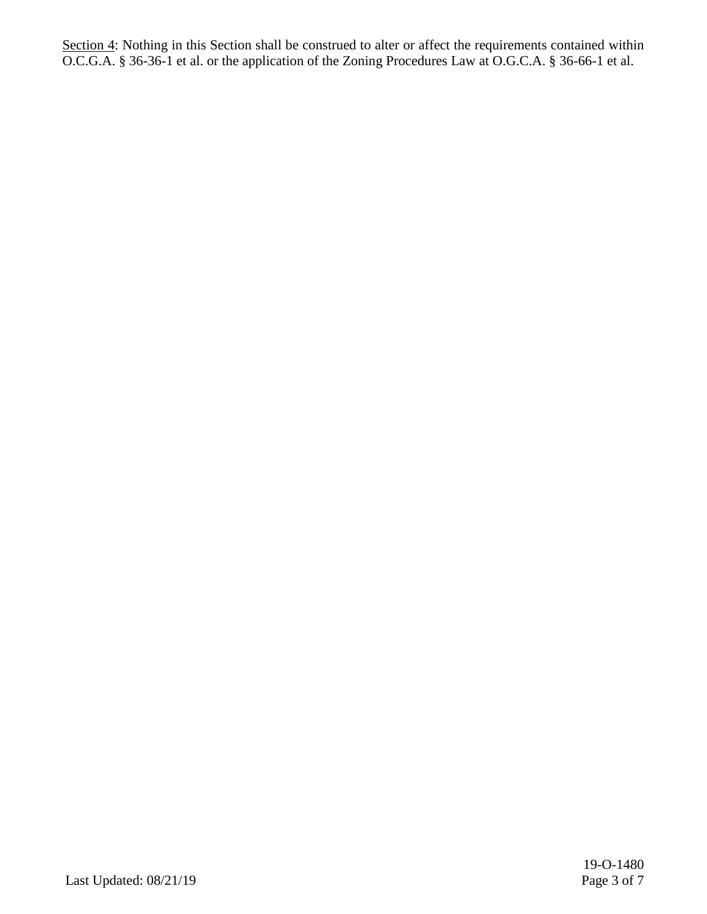<u>Section 4</u>: Nothing in this Section shall be construed to alter or affect the requirements contained within O.C.G.A. § 36-36-1 et al. or the application of the Zoning Procedures Law at O.G.C.A. § 36-66-1 et al.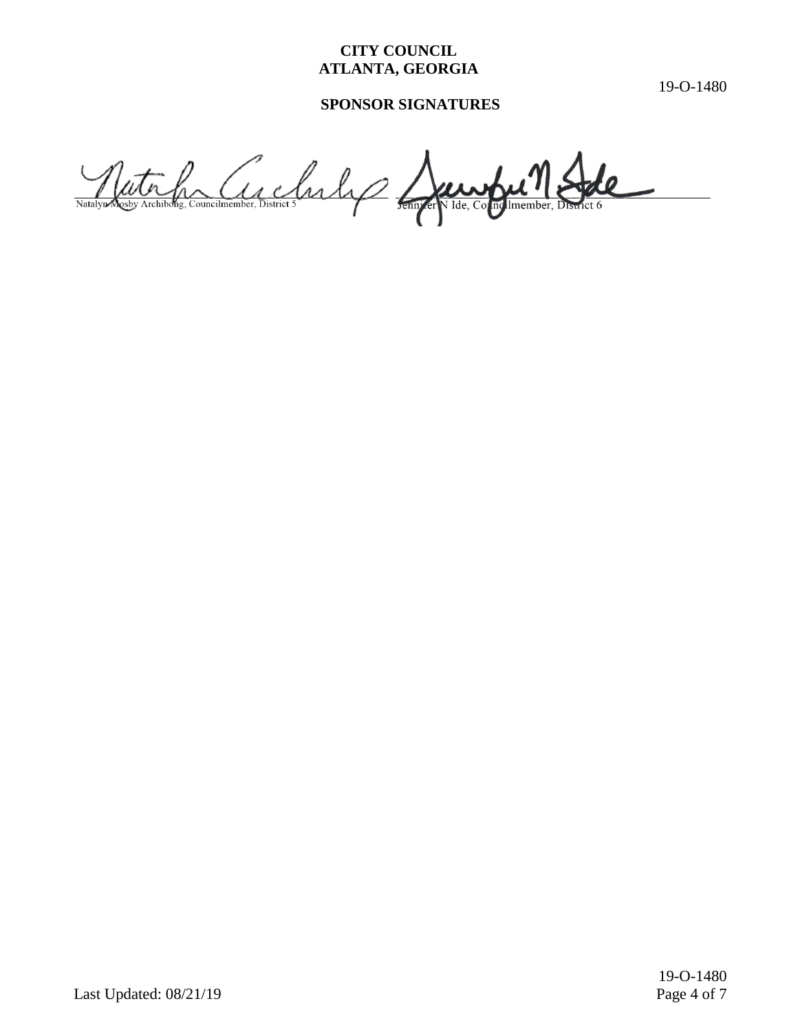**CITY COUNCIL**
**ATLANTA, GEORGIA**

19-O-1480

**SPONSOR SIGNATURES**

Natalyn Mosby Archibong, Councilmember, District 5

Jennifer N Ide, Councilmember, District 6

Last Updated: 08/21/19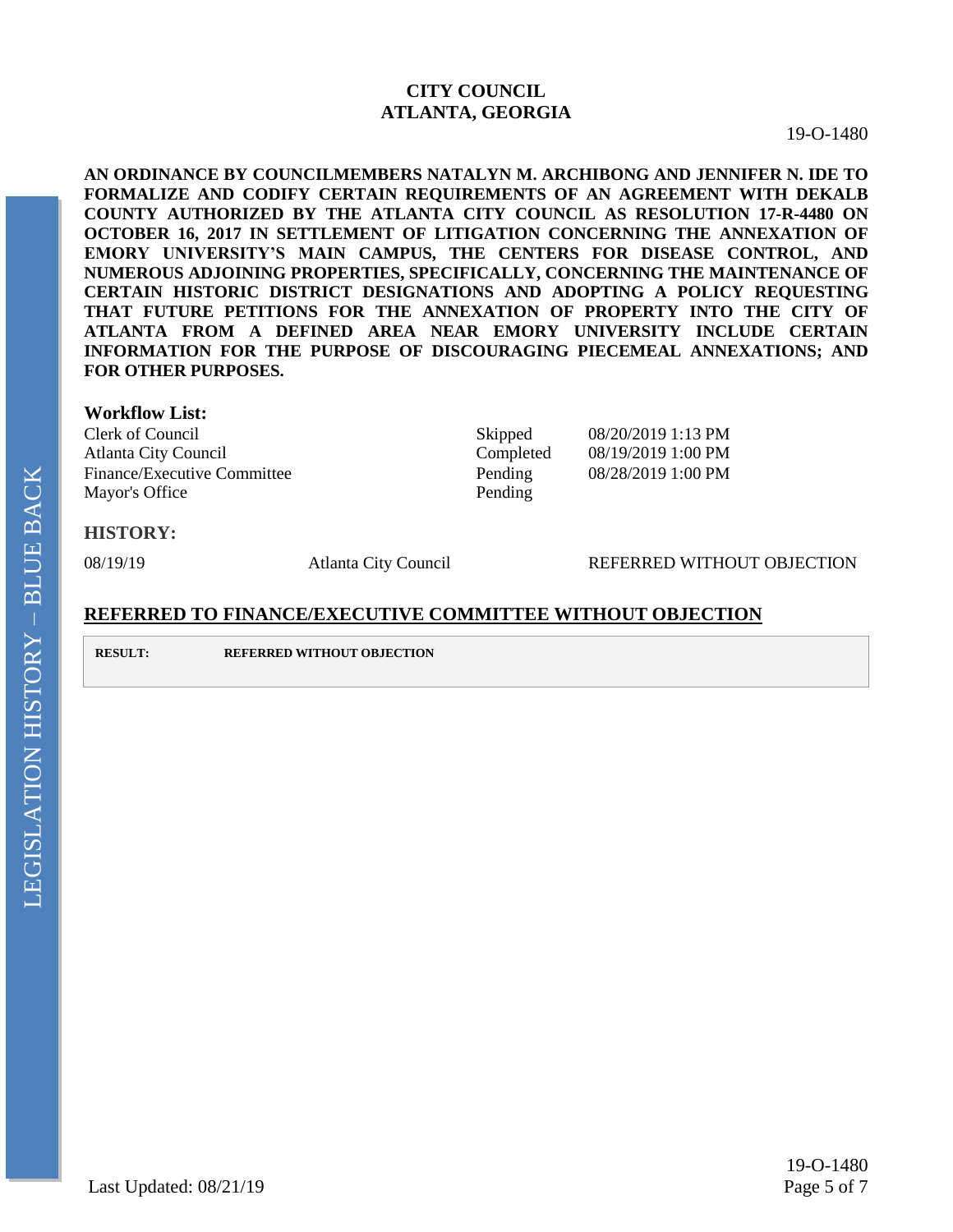**CITY COUNCIL**
**ATLANTA, GEORGIA**

19-O-1480

**AN ORDINANCE BY COUNCILMEMBERS NATALYN M. ARCHIBONG AND JENNIFER N. IDE TO FORMALIZE AND CODIFY CERTAIN REQUIREMENTS OF AN AGREEMENT WITH DEKALB COUNTY AUTHORIZED BY THE ATLANTA CITY COUNCIL AS RESOLUTION 17-R-4480 ON OCTOBER 16, 2017 IN SETTLEMENT OF LITIGATION CONCERNING THE ANNEXATION OF EMORY UNIVERSITY'S MAIN CAMPUS, THE CENTERS FOR DISEASE CONTROL, AND NUMEROUS ADJOINING PROPERTIES, SPECIFICALLY, CONCERNING THE MAINTENANCE OF CERTAIN HISTORIC DISTRICT DESIGNATIONS AND ADOPTING A POLICY REQUESTING THAT FUTURE PETITIONS FOR THE ANNEXATION OF PROPERTY INTO THE CITY OF ATLANTA FROM A DEFINED AREA NEAR EMORY UNIVERSITY INCLUDE CERTAIN INFORMATION FOR THE PURPOSE OF DISCOURAGING PIECEMEAL ANNEXATIONS; AND FOR OTHER PURPOSES.**

**Workflow List:**

| | | |
|---|---|---|
| Clerk of Council | Skipped | 08/20/2019 1:13 PM |
| Atlanta City Council | Completed | 08/19/2019 1:00 PM |
| Finance/Executive Committee | Pending | 08/28/2019 1:00 PM |
| Mayor's Office | Pending | |

**HISTORY:**

| | | |
|---|---|---|
| 08/19/19 | Atlanta City Council | REFERRED WITHOUT OBJECTION |

**REFERRED TO FINANCE/EXECUTIVE COMMITTEE WITHOUT OBJECTION**

| | |
|---|---|
| **RESULT:** | **REFERRED WITHOUT OBJECTION** |

LEGISLATION HISTORY – BLUE BACK

Last Updated: 08/21/19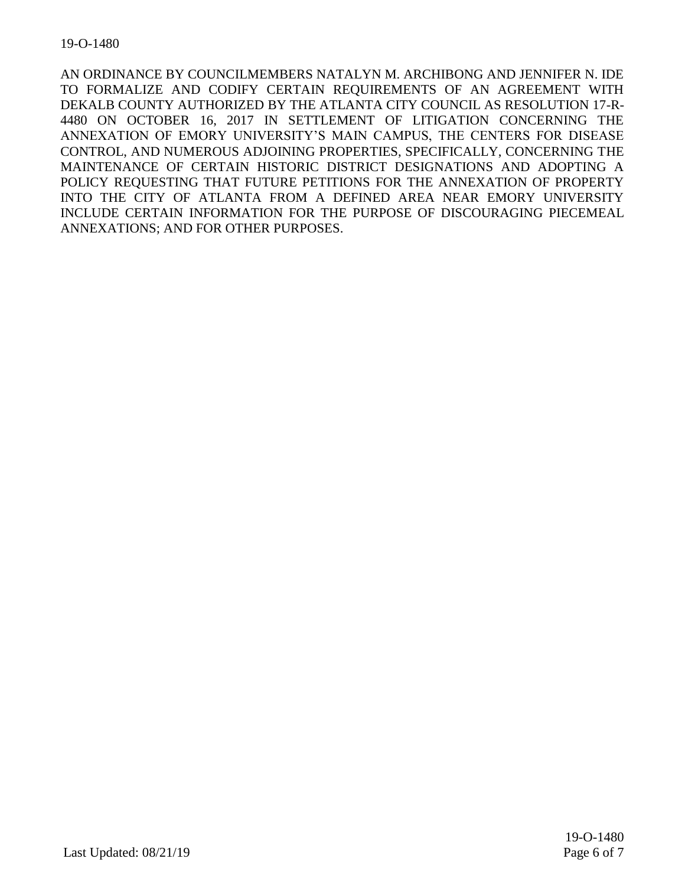19-O-1480

AN ORDINANCE BY COUNCILMEMBERS NATALYN M. ARCHIBONG AND JENNIFER N. IDE TO FORMALIZE AND CODIFY CERTAIN REQUIREMENTS OF AN AGREEMENT WITH DEKALB COUNTY AUTHORIZED BY THE ATLANTA CITY COUNCIL AS RESOLUTION 17-R-4480 ON OCTOBER 16, 2017 IN SETTLEMENT OF LITIGATION CONCERNING THE ANNEXATION OF EMORY UNIVERSITY'S MAIN CAMPUS, THE CENTERS FOR DISEASE CONTROL, AND NUMEROUS ADJOINING PROPERTIES, SPECIFICALLY, CONCERNING THE MAINTENANCE OF CERTAIN HISTORIC DISTRICT DESIGNATIONS AND ADOPTING A POLICY REQUESTING THAT FUTURE PETITIONS FOR THE ANNEXATION OF PROPERTY INTO THE CITY OF ATLANTA FROM A DEFINED AREA NEAR EMORY UNIVERSITY INCLUDE CERTAIN INFORMATION FOR THE PURPOSE OF DISCOURAGING PIECEMEAL ANNEXATIONS; AND FOR OTHER PURPOSES.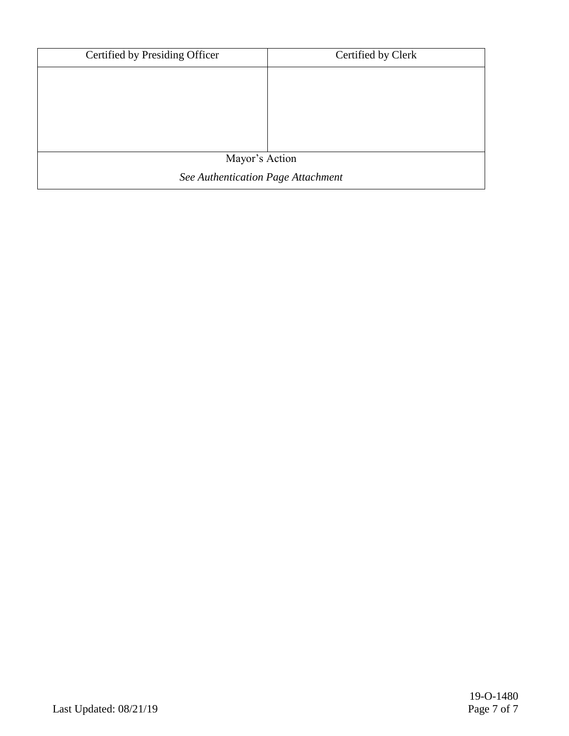| Certified by Presiding Officer | Certified by Clerk |
| --- | --- |
| | |
| Mayor's Action<br>*See Authentication Page Attachment* | |